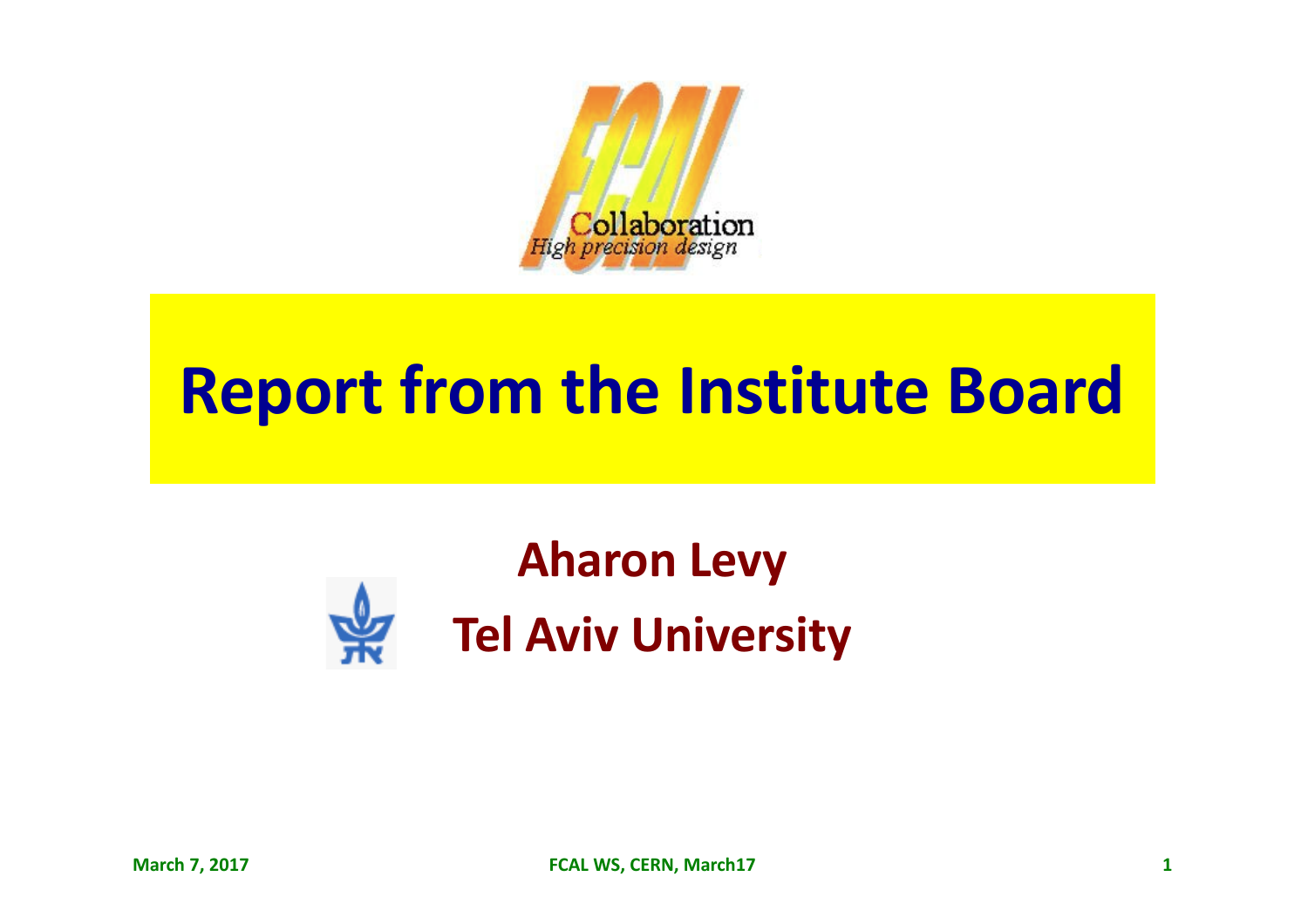# Report from the Institute Board

**Aharon Levy**

**Tel Aviv University**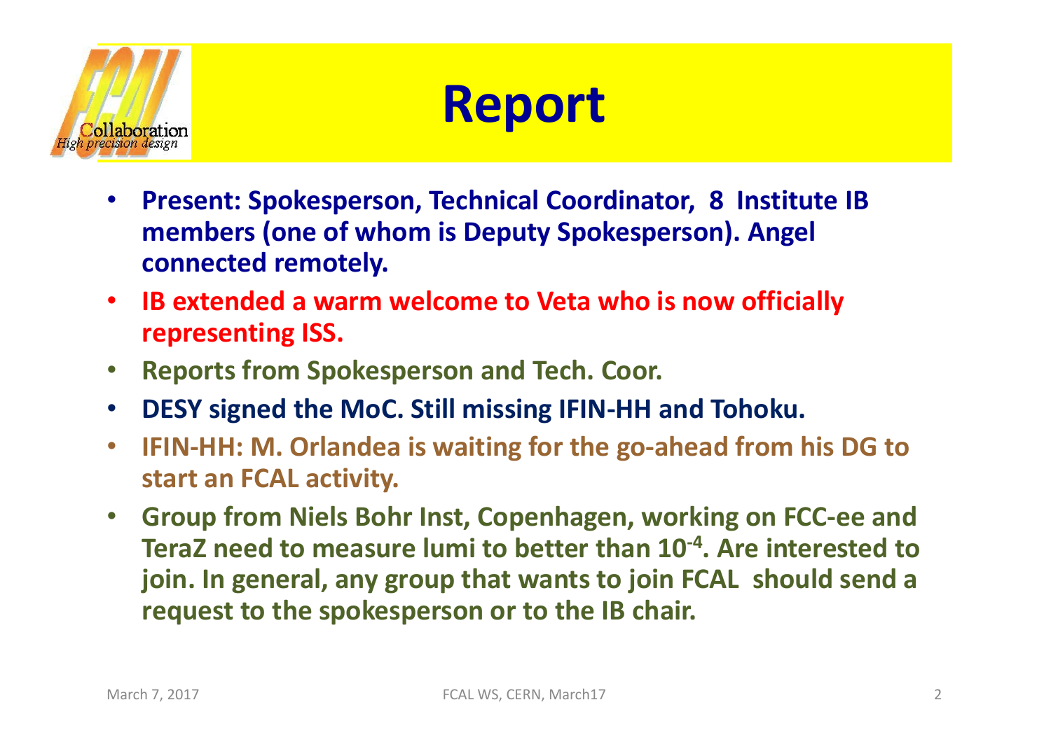# Report

- **Present: Spokesperson, Technical Coordinator, 8 Institute IB members (one of whom is Deputy Spokesperson). Angel connected remotely.**
- **IB extended a warm welcome to Veta who is now officially representing ISS.**
- **Reports from Spokesperson and Tech. Coor.**
- **DESY signed the MoC. Still missing IFIN-HH and Tohoku.**
- **IFIN-HH: M. Orlandea is waiting for the go-ahead from his DG to start an FCAL activity.**
- **Group from Niels Bohr Inst, Copenhagen, working on FCC-ee and TeraZ need to measure lumi to better than $10^{-4}$. Are interested to join. In general, any group that wants to join FCAL should send a request to the spokesperson or to the IB chair.**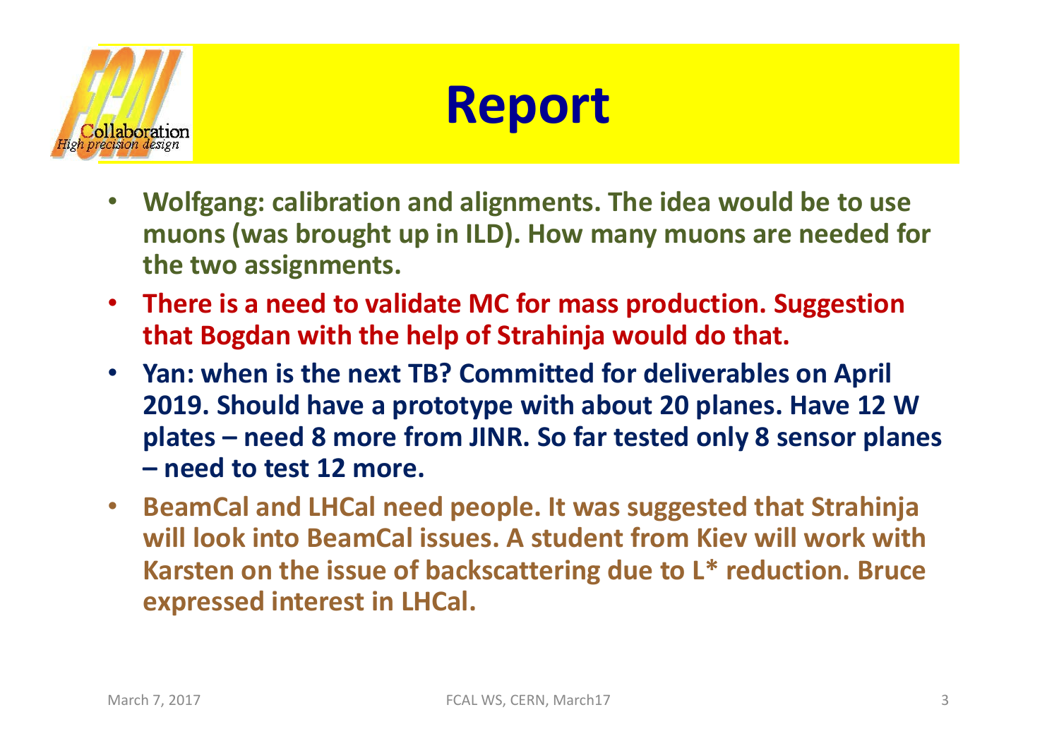# Report

- **Wolfgang: calibration and alignments. The idea would be to use muons (was brought up in ILD). How many muons are needed for the two assignments.**
- **There is a need to validate MC for mass production. Suggestion that Bogdan with the help of Strahinja would do that.**
- **Yan: when is the next TB? Committed for deliverables on April 2019. Should have a prototype with about 20 planes. Have 12 W plates – need 8 more from JINR. So far tested only 8 sensor planes – need to test 12 more.**
- **BeamCal and LHCal need people. It was suggested that Strahinja will look into BeamCal issues. A student from Kiev will work with Karsten on the issue of backscattering due to L* reduction. Bruce expressed interest in LHCal.**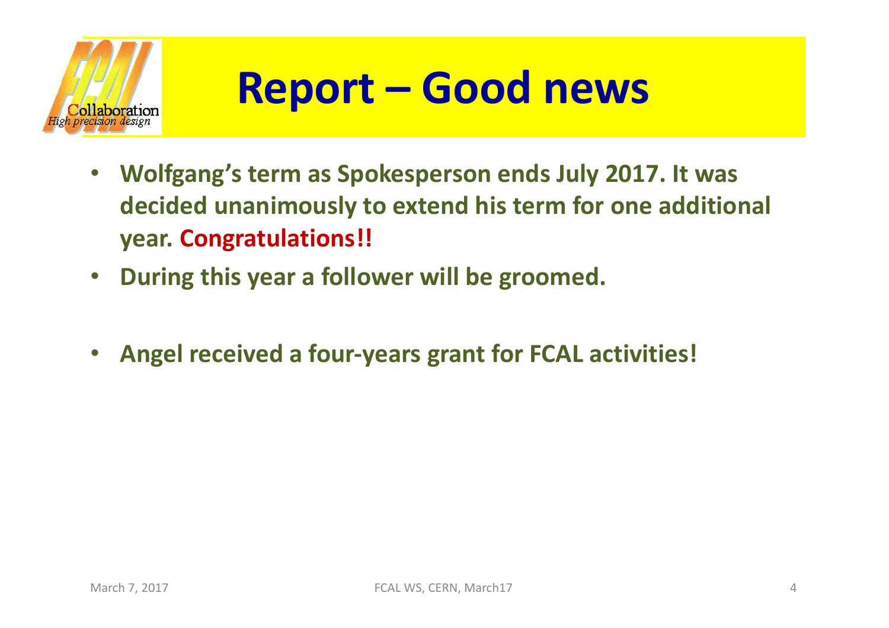# Report – Good news

- **Wolfgang's term as Spokesperson ends July 2017. It was decided unanimously to extend his term for one additional year. Congratulations!!**
- **During this year a follower will be groomed.**

- **Angel received a four-years grant for FCAL activities!**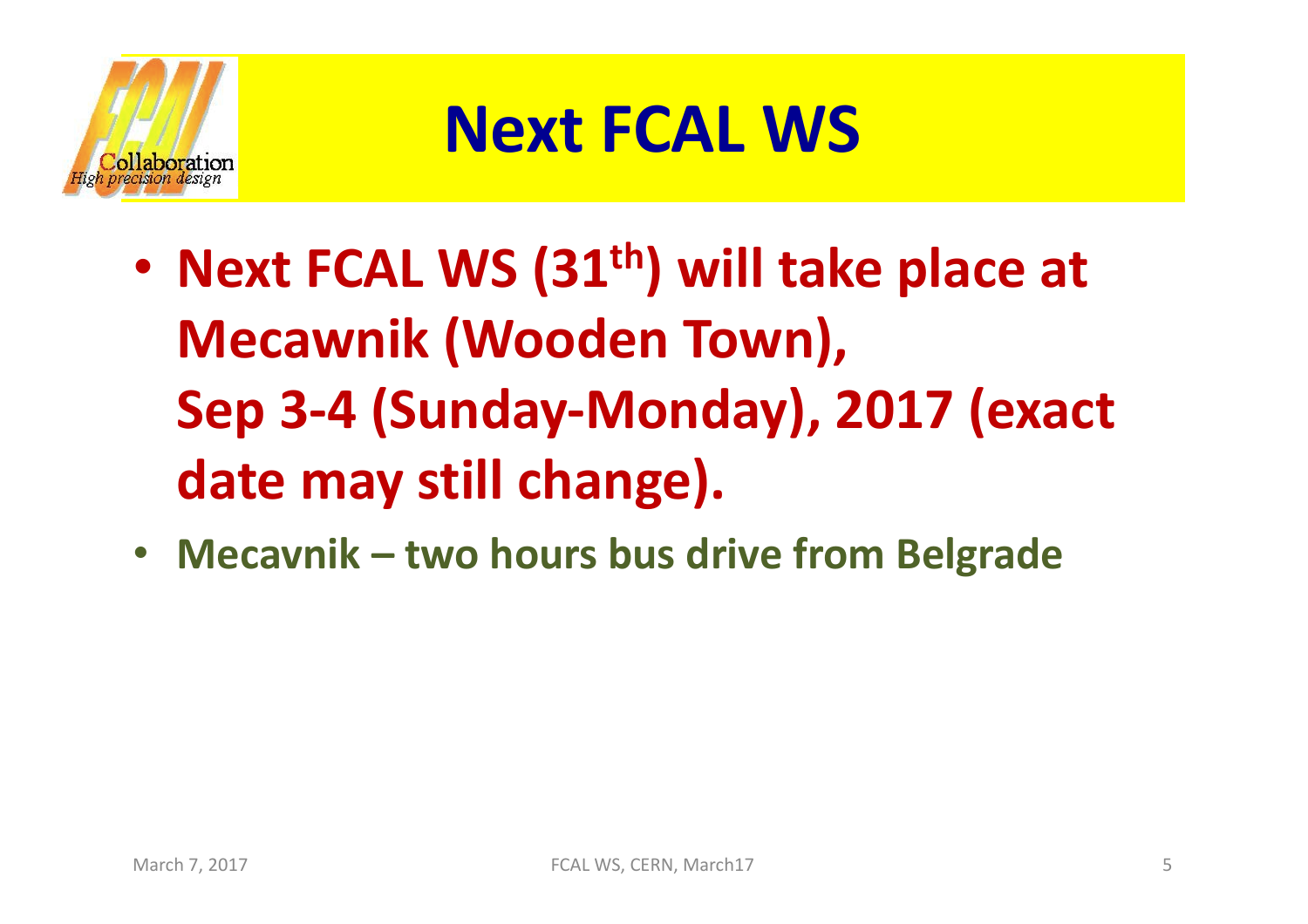# Next FCAL WS

- **Next FCAL WS (31$^{th}$) will take place at Mecawnik (Wooden Town), Sep 3-4 (Sunday-Monday), 2017 (exact date may still change).**
- **Mecavnik – two hours bus drive from Belgrade**